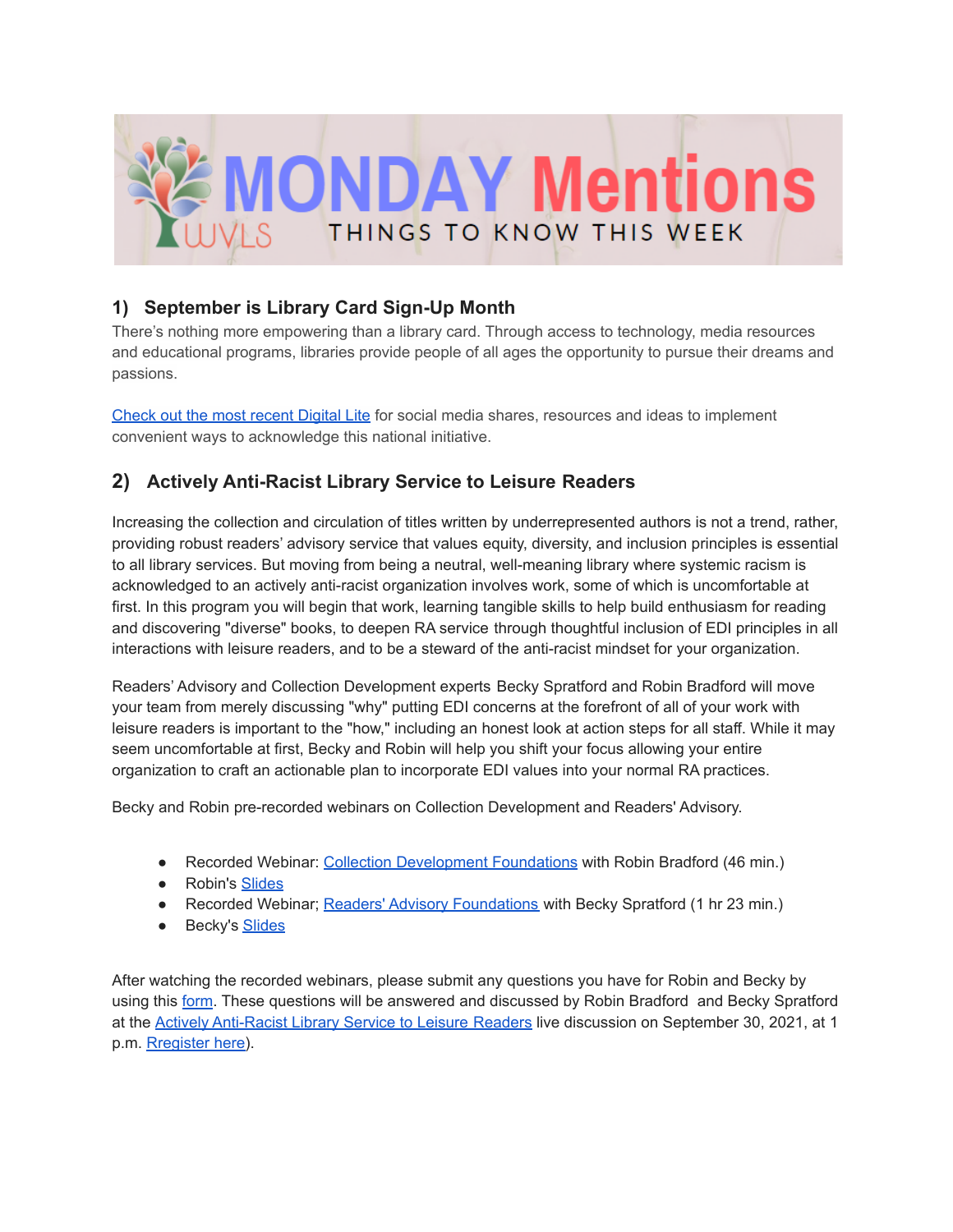# MONDAY Mentions

WVLS

THINGS TO KNOW THIS WEEK

## 1) September is Library Card Sign-Up Month

There's nothing more empowering than a library card. Through access to technology, media resources and educational programs, libraries provide people of all ages the opportunity to pursue their dreams and passions.

Check out the most recent Digital Lite for social media shares, resources and ideas to implement convenient ways to acknowledge this national initiative.

## 2) Actively Anti-Racist Library Service to Leisure Readers

Increasing the collection and circulation of titles written by underrepresented authors is not a trend, rather, providing robust readers' advisory service that values equity, diversity, and inclusion principles is essential to all library services. But moving from being a neutral, well-meaning library where systemic racism is acknowledged to an actively anti-racist organization involves work, some of which is uncomfortable at first. In this program you will begin that work, learning tangible skills to help build enthusiasm for reading and discovering "diverse" books, to deepen RA service through thoughtful inclusion of EDI principles in all interactions with leisure readers, and to be a steward of the anti-racist mindset for your organization.

Readers' Advisory and Collection Development experts Becky Spratford and Robin Bradford will move your team from merely discussing "why" putting EDI concerns at the forefront of all of your work with leisure readers is important to the "how," including an honest look at action steps for all staff. While it may seem uncomfortable at first, Becky and Robin will help you shift your focus allowing your entire organization to craft an actionable plan to incorporate EDI values into your normal RA practices.

Becky and Robin pre-recorded webinars on Collection Development and Readers' Advisory.

- Recorded Webinar: Collection Development Foundations with Robin Bradford (46 min.)
- Robin's Slides
- Recorded Webinar; Readers' Advisory Foundations with Becky Spratford (1 hr 23 min.)
- Becky's Slides

After watching the recorded webinars, please submit any questions you have for Robin and Becky by using this form. These questions will be answered and discussed by Robin Bradford and Becky Spratford at the Actively Anti-Racist Library Service to Leisure Readers live discussion on September 30, 2021, at 1 p.m. Rregister here).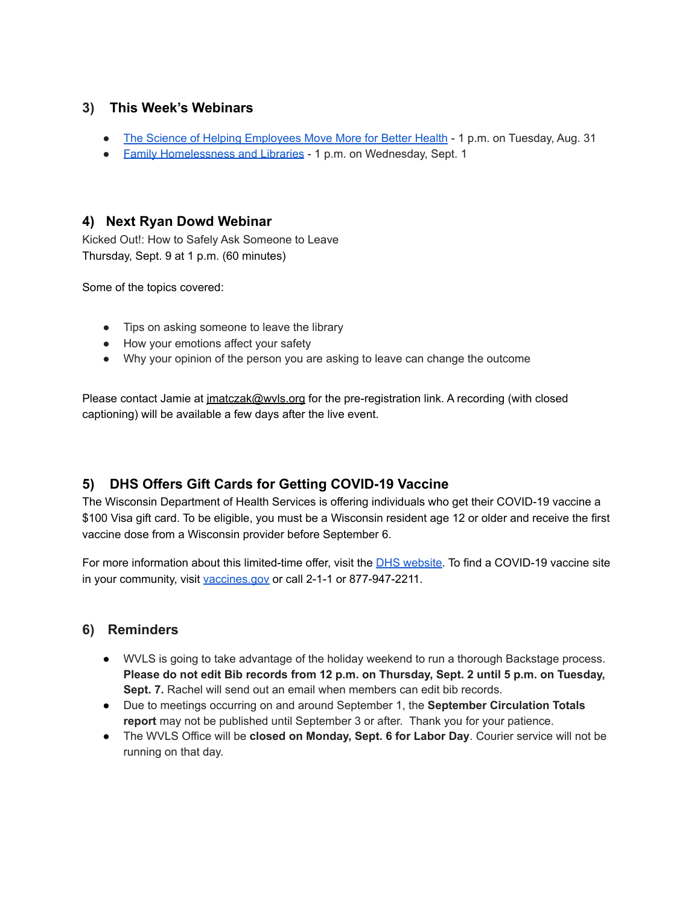### 3) This Week's Webinars

- [The Science of Helping Employees Move More for Better Health]() - 1 p.m. on Tuesday, Aug. 31
- [Family Homelessness and Libraries]() - 1 p.m. on Wednesday, Sept. 1

### 4) Next Ryan Dowd Webinar

Kicked Out!: How to Safely Ask Someone to Leave
Thursday, Sept. 9 at 1 p.m. (60 minutes)

Some of the topics covered:

- Tips on asking someone to leave the library
- How your emotions affect your safety
- Why your opinion of the person you are asking to leave can change the outcome

Please contact Jamie at jmatczak@wvls.org for the pre-registration link. A recording (with closed captioning) will be available a few days after the live event.

### 5) DHS Offers Gift Cards for Getting COVID-19 Vaccine

The Wisconsin Department of Health Services is offering individuals who get their COVID-19 vaccine a $100 Visa gift card. To be eligible, you must be a Wisconsin resident age 12 or older and receive the first vaccine dose from a Wisconsin provider before September 6.

For more information about this limited-time offer, visit the [DHS website](). To find a COVID-19 vaccine site in your community, visit [vaccines.gov]() or call 2-1-1 or 877-947-2211.

### 6) Reminders

- WVLS is going to take advantage of the holiday weekend to run a thorough Backstage process. **Please do not edit Bib records from 12 p.m. on Thursday, Sept. 2 until 5 p.m. on Tuesday, Sept. 7.** Rachel will send out an email when members can edit bib records.
- Due to meetings occurring on and around September 1, the **September Circulation Totals report** may not be published until September 3 or after. Thank you for your patience.
- The WVLS Office will be **closed on Monday, Sept. 6 for Labor Day**. Courier service will not be running on that day.